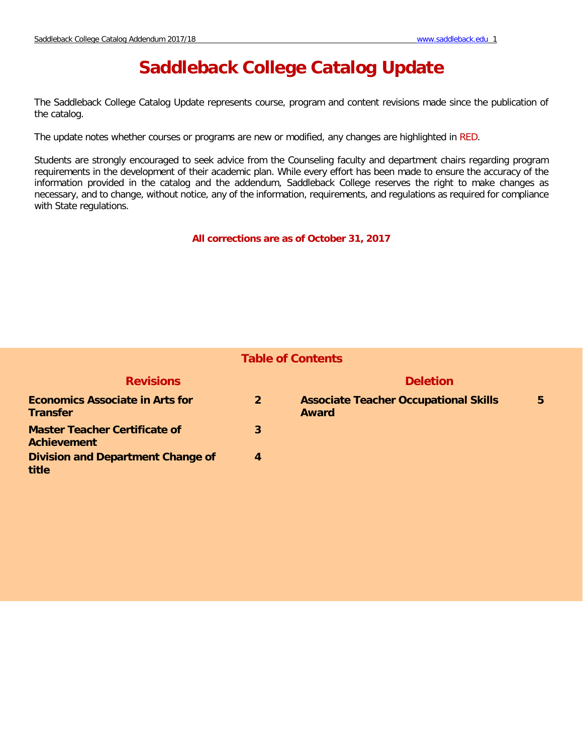# Saddleback College Catalog Update

The Saddleback College Catalog Update represents course, program and content revisions made since the publication of the catalog.

The update notes whether courses or programs are new or modified, any changes are highlighted in RED.

Students are strongly encouraged to seek advice from the Counseling faculty and department chairs regarding program requirements in the development of their academic plan. While every effort has been made to ensure the accuracy of the information provided in the catalog and the addendum, Saddleback College reserves the right to make changes as necessary, and to change, without notice, any of the information, requirements, and regulations as required for compliance with State regulations.

**All corrections are as of October 31, 2017**

## Table of Contents

### Revisions

| | |
|---|---|
| **Economics Associate in Arts for Transfer** | **2** |
| **Master Teacher Certificate of Achievement** | **3** |
| **Division and Department Change of title** | **4** |

### Deletion

| | |
|---|---|
| **Associate Teacher Occupational Skills Award** | **5** |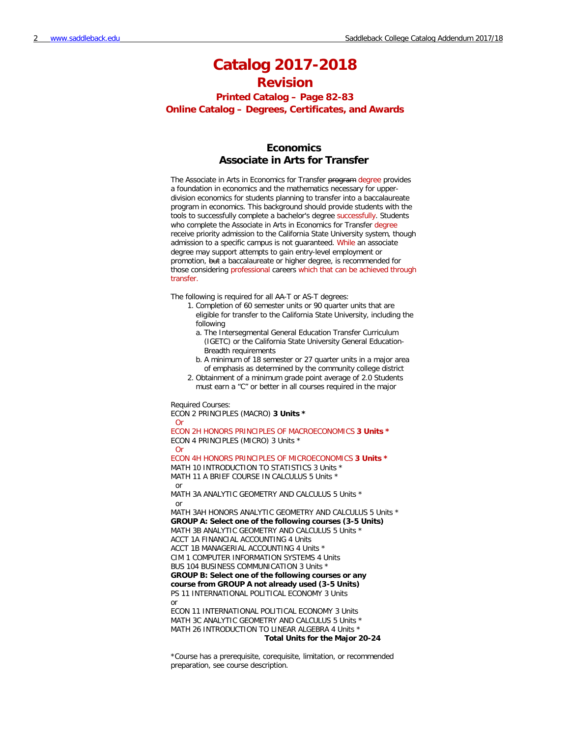# Catalog 2017-2018

## Revision

### Printed Catalog – Page 82-83

### Online Catalog – Degrees, Certificates, and Awards

## Economics
## Associate in Arts for Transfer

The Associate in Arts in Economics for Transfer ~~program~~ degree provides a foundation in economics and the mathematics necessary for upper-division economics for students planning to transfer into a baccalaureate program in economics. This background should provide students with the tools to successfully complete a bachelor's degree successfully. Students who complete the Associate in Arts in Economics for Transfer degree receive priority admission to the California State University system, though admission to a specific campus is not guaranteed. While an associate degree may support attempts to gain entry-level employment or promotion, ~~but~~ a baccalaureate or higher degree, is recommended for those considering professional careers which that can be achieved through transfer.

The following is required for all AA-T or AS-T degrees:

1. Completion of 60 semester units or 90 quarter units that are eligible for transfer to the California State University, including the following
   a. The Intersegmental General Education Transfer Curriculum (IGETC) or the California State University General Education-Breadth requirements
   b. A minimum of 18 semester or 27 quarter units in a major area of emphasis as determined by the community college district
2. Obtainment of a minimum grade point average of 2.0 Students must earn a "C" or better in all courses required in the major

Required Courses:
ECON 2 PRINCIPLES (MACRO) **3 Units ***
Or
ECON 2H HONORS PRINCIPLES OF MACROECONOMICS **3 Units ***
ECON 4 PRINCIPLES (MICRO) 3 Units *
Or
ECON 4H HONORS PRINCIPLES OF MICROECONOMICS **3 Units ***
MATH 10 INTRODUCTION TO STATISTICS 3 Units *
MATH 11 A BRIEF COURSE IN CALCULUS 5 Units *
or
MATH 3A ANALYTIC GEOMETRY AND CALCULUS 5 Units *
or
MATH 3AH HONORS ANALYTIC GEOMETRY AND CALCULUS 5 Units *

**GROUP A: Select one of the following courses (3-5 Units)**
MATH 3B ANALYTIC GEOMETRY AND CALCULUS 5 Units *
ACCT 1A FINANCIAL ACCOUNTING 4 Units
ACCT 1B MANAGERIAL ACCOUNTING 4 Units *
CIM 1 COMPUTER INFORMATION SYSTEMS 4 Units
BUS 104 BUSINESS COMMUNICATION 3 Units *

**GROUP B: Select one of the following courses or any course from GROUP A not already used (3-5 Units)**
PS 11 INTERNATIONAL POLITICAL ECONOMY 3 Units
or
ECON 11 INTERNATIONAL POLITICAL ECONOMY 3 Units
MATH 3C ANALYTIC GEOMETRY AND CALCULUS 5 Units *
MATH 26 INTRODUCTION TO LINEAR ALGEBRA 4 Units *

**Total Units for the Major 20-24**

*Course has a prerequisite, corequisite, limitation, or recommended preparation, see course description.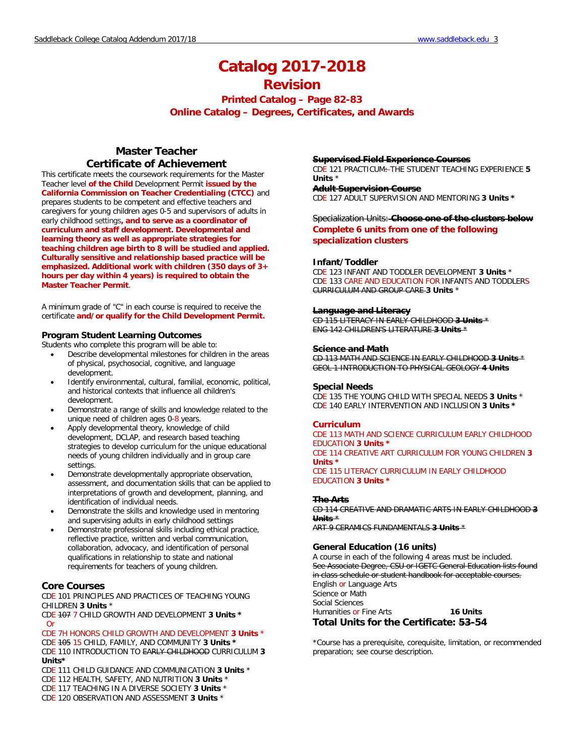# Catalog 2017-2018

## Revision

### Printed Catalog – Page 82-83

### Online Catalog – Degrees, Certificates, and Awards

## Master Teacher Certificate of Achievement

This certificate meets the coursework requirements for the Master Teacher level **of the Child** Development Permit **issued by the California Commission on Teacher Credentialing (CTCC)** and prepares students to be competent and effective teachers and caregivers for young children ages 0-5 and supervisors of adults in early childhood settings**, and to serve as a coordinator of curriculum and staff development. Developmental and learning theory as well as appropriate strategies for teaching children age birth to 8 will be studied and applied. Culturally sensitive and relationship based practice will be emphasized. Additional work with children (350 days of 3+ hours per day within 4 years) is required to obtain the Master Teacher Permit**.

A minimum grade of "C" in each course is required to receive the certificate **and/or qualify for the Child Development Permit.**

### Program Student Learning Outcomes

Students who complete this program will be able to:

- Describe developmental milestones for children in the areas of physical, psychosocial, cognitive, and language development.
- Identify environmental, cultural, familial, economic, political, and historical contexts that influence all children's development.
- Demonstrate a range of skills and knowledge related to the unique need of children ages 0-8 years.
- Apply developmental theory, knowledge of child development, DCLAP, and research based teaching strategies to develop curriculum for the unique educational needs of young children individually and in group care settings.
- Demonstrate developmentally appropriate observation, assessment, and documentation skills that can be applied to interpretations of growth and development, planning, and identification of individual needs.
- Demonstrate the skills and knowledge used in mentoring and supervising adults in early childhood settings
- Demonstrate professional skills including ethical practice, reflective practice, written and verbal communication, collaboration, advocacy, and identification of personal qualifications in relationship to state and national requirements for teachers of young children.

### Core Courses

CDE 101 PRINCIPLES AND PRACTICES OF TEACHING YOUNG CHILDREN **3 Units** *
CDE ~~107~~ 7 CHILD GROWTH AND DEVELOPMENT **3 Units ***
Or
CDE 7H HONORS CHILD GROWTH AND DEVELOPMENT **3 Units** *
CDE ~~105~~ 15 CHILD, FAMILY, AND COMMUNITY **3 Units ***
CDE 110 INTRODUCTION TO ~~EARLY CHILDHOOD~~ CURRICULUM **3 Units***
CDE 111 CHILD GUIDANCE AND COMMUNICATION **3 Units** *
CDE 112 HEALTH, SAFETY, AND NUTRITION **3 Units** *
CDE 117 TEACHING IN A DIVERSE SOCIETY **3 Units** *
CDE 120 OBSERVATION AND ASSESSMENT **3 Units** *

~~**Supervised Field Experience Courses**~~
CDE 121 PRACTICUM~~: -~~THE STUDENT TEACHING EXPERIENCE **5 Units** *
~~**Adult Supervision Course**~~
CDE 127 ADULT SUPERVISION AND MENTORING **3 Units ***

Specialization Units: ~~**Choose one of the clusters below**~~
**Complete 6 units from one of the following specialization clusters**

### Infant/Toddler

CDE 123 INFANT AND TODDLER DEVELOPMENT **3 Units** *
CDE 133 CARE AND EDUCATION FOR INFANTS AND TODDLERS ~~CURRICULUM AND GROUP CARE~~ **3 Units** *

### ~~Language and Literacy~~

~~CD 115 LITERACY IN EARLY CHILDHOOD **3 Units** *~~
~~ENG 142 CHILDREN'S LITERATURE **3 Units** *~~

### ~~Science and Math~~

~~CD 113 MATH AND SCIENCE IN EARLY CHILDHOOD **3 Units** *~~
~~GEOL 1 INTRODUCTION TO PHYSICAL GEOLOGY **4 Units**~~

### Special Needs

CDE 135 THE YOUNG CHILD WITH SPECIAL NEEDS **3 Units** *
CDE 140 EARLY INTERVENTION AND INCLUSION **3 Units ***

### Curriculum

CDE 113 MATH AND SCIENCE CURRICULUM EARLY CHILDHOOD EDUCATION **3 Units ***
CDE 114 CREATIVE ART CURRICULUM FOR YOUNG CHILDREN **3 Units ***
CDE 115 LITERACY CURRICULUM IN EARLY CHILDHOOD EDUCATION **3 Units ***

### ~~The Arts~~

~~CD 114 CREATIVE AND DRAMATIC ARTS IN EARLY CHILDHOOD **3 Units** *~~
~~ART 9 CERAMICS FUNDAMENTALS **3 Units** *~~

### General Education (16 units)

A course in each of the following 4 areas must be included.
~~See Associate Degree, CSU or IGETC General Education lists found in class schedule or student handbook for acceptable courses.~~
English or Language Arts
Science or Math
Social Sciences
Humanities or Fine Arts **16 Units**

### Total Units for the Certificate: ~~53~~ 54

*Course has a prerequisite, corequisite, limitation, or recommended preparation; see course description.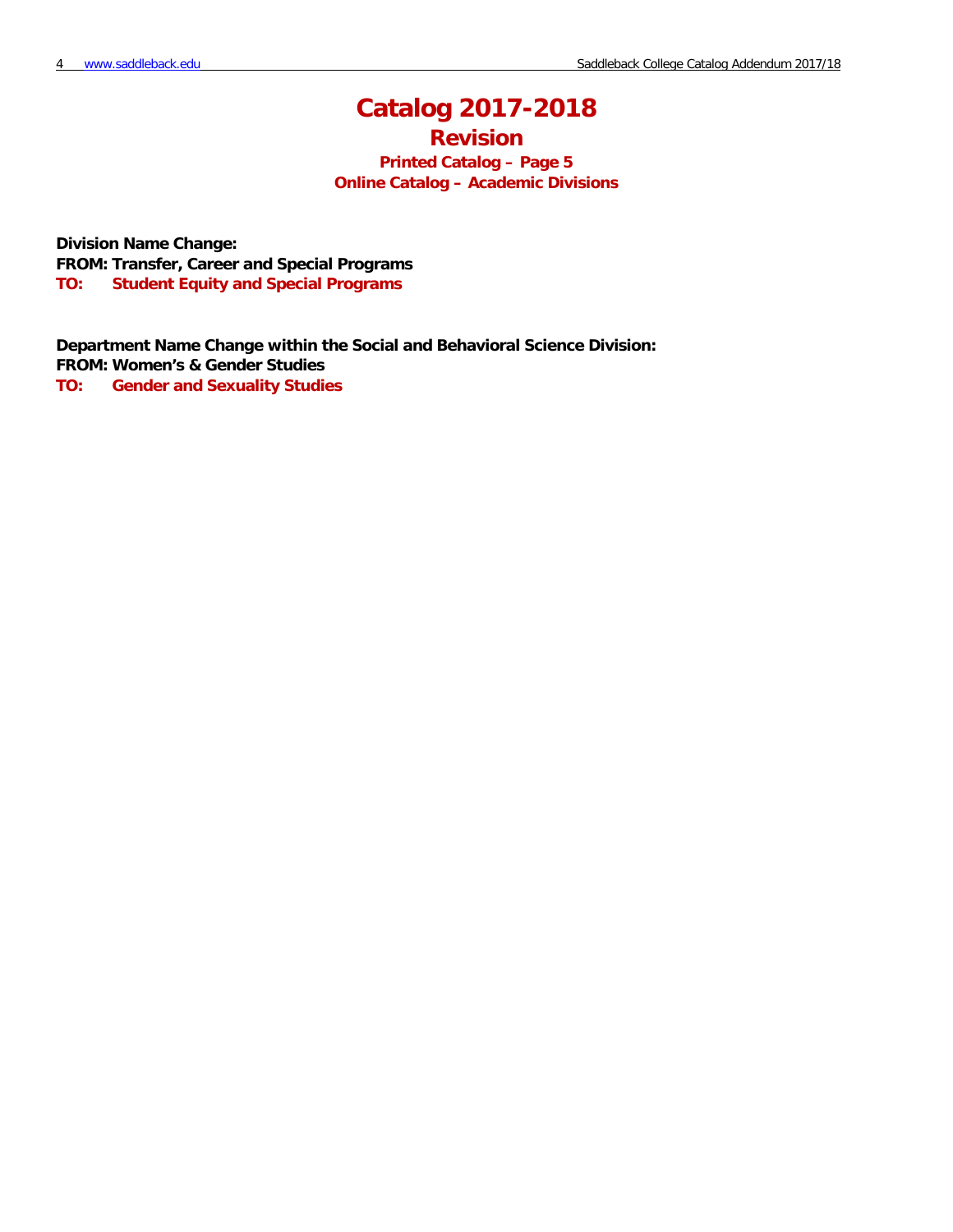# Catalog 2017-2018

## Revision

### Printed Catalog – Page 5
### Online Catalog – Academic Divisions

**Division Name Change:**
**FROM: Transfer, Career and Special Programs**
**TO: Student Equity and Special Programs**

**Department Name Change within the Social and Behavioral Science Division:**
**FROM: Women's & Gender Studies**
**TO: Gender and Sexuality Studies**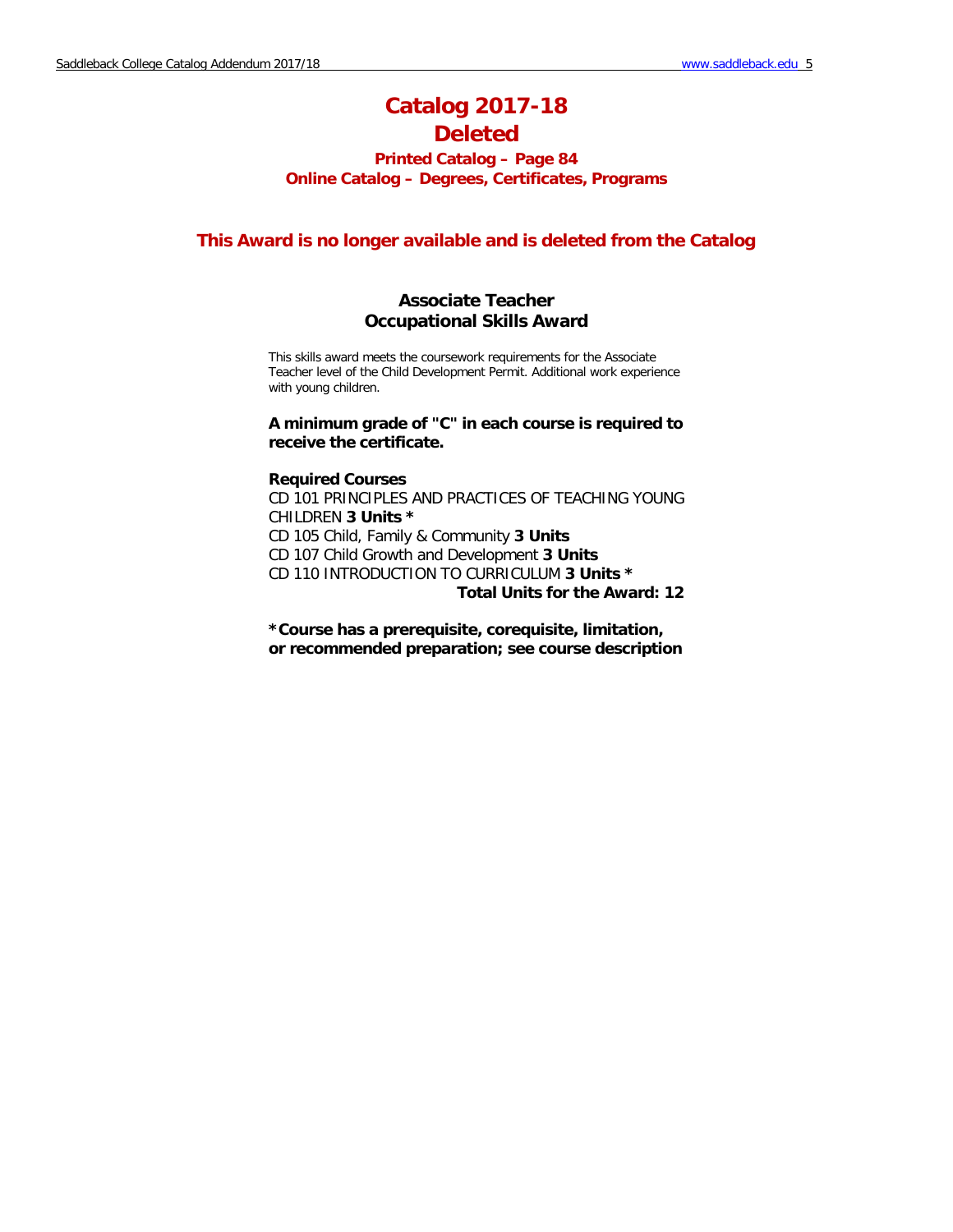# Catalog 2017-18
# Deleted

### Printed Catalog – Page 84
### Online Catalog – Degrees, Certificates, Programs

## This Award is no longer available and is deleted from the Catalog

### Associate Teacher
### Occupational Skills Award

This skills award meets the coursework requirements for the Associate Teacher level of the Child Development Permit. Additional work experience with young children.

**A minimum grade of "C" in each course is required to receive the certificate.**

**Required Courses**

CD 101 PRINCIPLES AND PRACTICES OF TEACHING YOUNG CHILDREN **3 Units** *

CD 105 Child, Family & Community **3 Units**

CD 107 Child Growth and Development **3 Units**

CD 110 INTRODUCTION TO CURRICULUM **3 Units** *

**Total Units for the Award: 12**

**\*Course has a prerequisite, corequisite, limitation, or recommended preparation; see course description**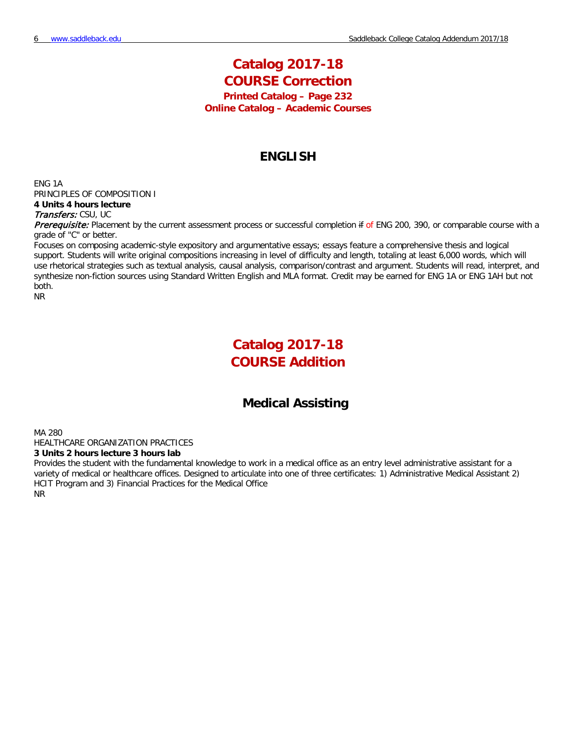# Catalog 2017-18
# COURSE Correction

**Printed Catalog – Page 232**
**Online Catalog – Academic Courses**

## ENGLISH

ENG 1A
PRINCIPLES OF COMPOSITION I
**4 Units 4 hours lecture**
*Transfers:* CSU, UC
*Prerequisite:* Placement by the current assessment process or successful completion ~~if~~ of ENG 200, 390, or comparable course with a grade of "C" or better.
Focuses on composing academic-style expository and argumentative essays; essays feature a comprehensive thesis and logical support. Students will write original compositions increasing in level of difficulty and length, totaling at least 6,000 words, which will use rhetorical strategies such as textual analysis, causal analysis, comparison/contrast and argument. Students will read, interpret, and synthesize non-fiction sources using Standard Written English and MLA format. Credit may be earned for ENG 1A or ENG 1AH but not both.
NR

# Catalog 2017-18
# COURSE Addition

## Medical Assisting

MA 280
HEALTHCARE ORGANIZATION PRACTICES
**3 Units 2 hours lecture 3 hours lab**
Provides the student with the fundamental knowledge to work in a medical office as an entry level administrative assistant for a variety of medical or healthcare offices. Designed to articulate into one of three certificates: 1) Administrative Medical Assistant 2) HCIT Program and 3) Financial Practices for the Medical Office
NR